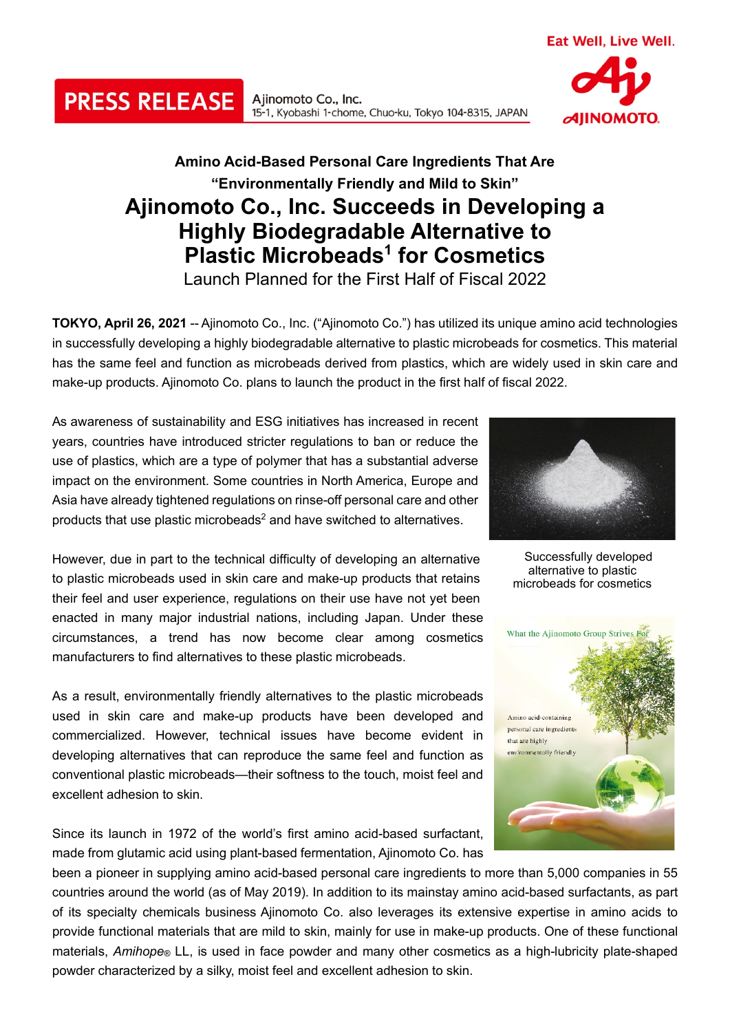PRESS RELEASE

Ajinomoto Co., Inc.
15-1, Kyobashi 1-chome, Chuo-ku, Tokyo 104-8315, JAPAN

Eat Well, Live Well.

### Amino Acid-Based Personal Care Ingredients That Are "Environmentally Friendly and Mild to Skin"

# Ajinomoto Co., Inc. Succeeds in Developing a Highly Biodegradable Alternative to Plastic Microbeads[1] for Cosmetics

Launch Planned for the First Half of Fiscal 2022

**TOKYO, April 26, 2021** -- Ajinomoto Co., Inc. ("Ajinomoto Co.") has utilized its unique amino acid technologies in successfully developing a highly biodegradable alternative to plastic microbeads for cosmetics. This material has the same feel and function as microbeads derived from plastics, which are widely used in skin care and make-up products. Ajinomoto Co. plans to launch the product in the first half of fiscal 2022.

As awareness of sustainability and ESG initiatives has increased in recent years, countries have introduced stricter regulations to ban or reduce the use of plastics, which are a type of polymer that has a substantial adverse impact on the environment. Some countries in North America, Europe and Asia have already tightened regulations on rinse-off personal care and other products that use plastic microbeads[2] and have switched to alternatives.

Successfully developed alternative to plastic microbeads for cosmetics

However, due in part to the technical difficulty of developing an alternative to plastic microbeads used in skin care and make-up products that retains their feel and user experience, regulations on their use have not yet been enacted in many major industrial nations, including Japan. Under these circumstances, a trend has now become clear among cosmetics manufacturers to find alternatives to these plastic microbeads.

As a result, environmentally friendly alternatives to the plastic microbeads used in skin care and make-up products have been developed and commercialized. However, technical issues have become evident in developing alternatives that can reproduce the same feel and function as conventional plastic microbeads—their softness to the touch, moist feel and excellent adhesion to skin.

Since its launch in 1972 of the world's first amino acid-based surfactant, made from glutamic acid using plant-based fermentation, Ajinomoto Co. has been a pioneer in supplying amino acid-based personal care ingredients to more than 5,000 companies in 55 countries around the world (as of May 2019). In addition to its mainstay amino acid-based surfactants, as part of its specialty chemicals business Ajinomoto Co. also leverages its extensive expertise in amino acids to provide functional materials that are mild to skin, mainly for use in make-up products. One of these functional materials, *Amihope*® LL, is used in face powder and many other cosmetics as a high-lubricity plate-shaped powder characterized by a silky, moist feel and excellent adhesion to skin.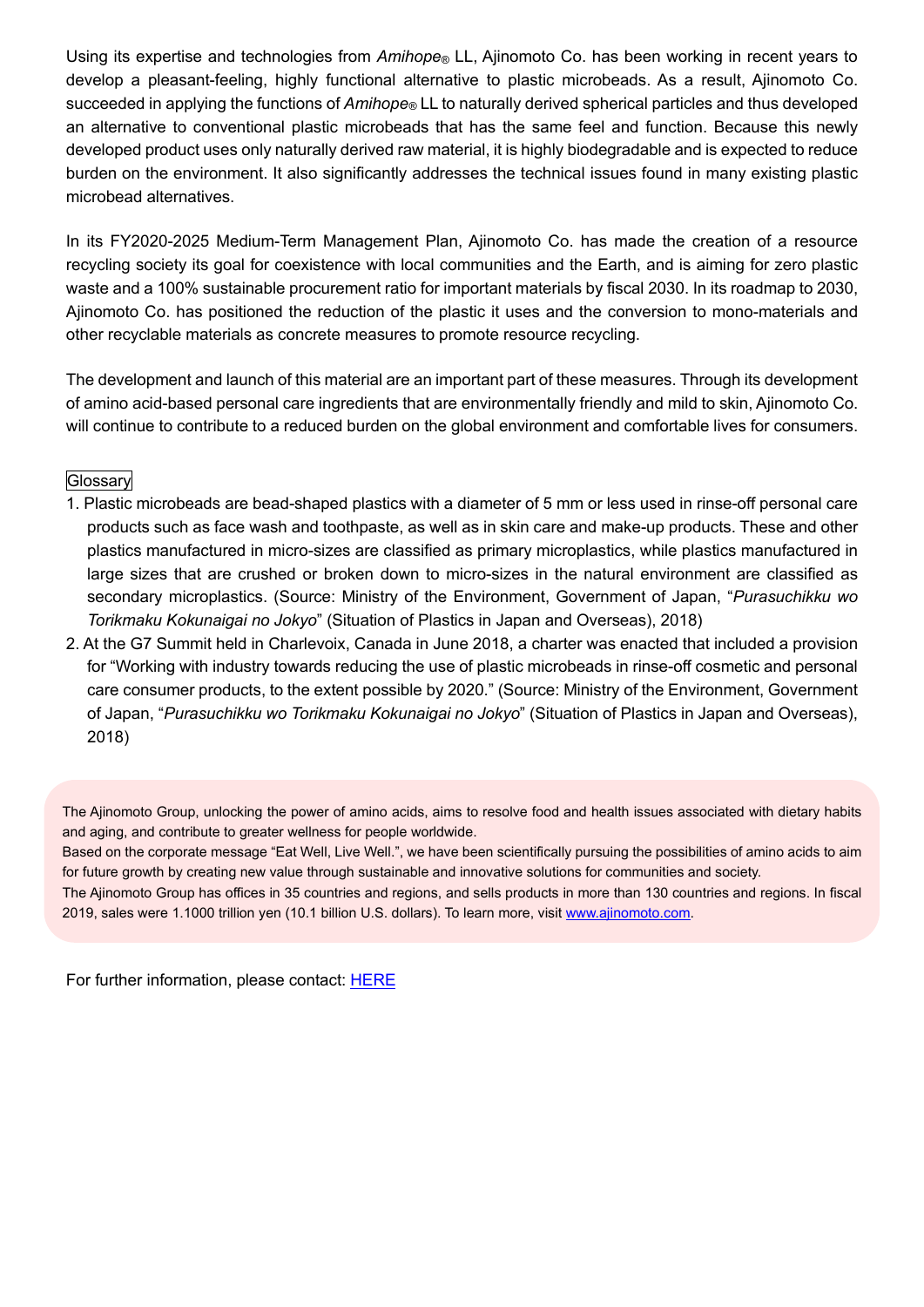Using its expertise and technologies from *Amihope®* LL, Ajinomoto Co. has been working in recent years to develop a pleasant-feeling, highly functional alternative to plastic microbeads. As a result, Ajinomoto Co. succeeded in applying the functions of *Amihope®* LL to naturally derived spherical particles and thus developed an alternative to conventional plastic microbeads that has the same feel and function. Because this newly developed product uses only naturally derived raw material, it is highly biodegradable and is expected to reduce burden on the environment. It also significantly addresses the technical issues found in many existing plastic microbead alternatives.

In its FY2020-2025 Medium-Term Management Plan, Ajinomoto Co. has made the creation of a resource recycling society its goal for coexistence with local communities and the Earth, and is aiming for zero plastic waste and a 100% sustainable procurement ratio for important materials by fiscal 2030. In its roadmap to 2030, Ajinomoto Co. has positioned the reduction of the plastic it uses and the conversion to mono-materials and other recyclable materials as concrete measures to promote resource recycling.

The development and launch of this material are an important part of these measures. Through its development of amino acid-based personal care ingredients that are environmentally friendly and mild to skin, Ajinomoto Co. will continue to contribute to a reduced burden on the global environment and comfortable lives for consumers.

Glossary

1. Plastic microbeads are bead-shaped plastics with a diameter of 5 mm or less used in rinse-off personal care products such as face wash and toothpaste, as well as in skin care and make-up products. These and other plastics manufactured in micro-sizes are classified as primary microplastics, while plastics manufactured in large sizes that are crushed or broken down to micro-sizes in the natural environment are classified as secondary microplastics. (Source: Ministry of the Environment, Government of Japan, "*Purasuchikku wo Torikmaku Kokunaigai no Jokyo*" (Situation of Plastics in Japan and Overseas), 2018)
2. At the G7 Summit held in Charlevoix, Canada in June 2018, a charter was enacted that included a provision for "Working with industry towards reducing the use of plastic microbeads in rinse-off cosmetic and personal care consumer products, to the extent possible by 2020." (Source: Ministry of the Environment, Government of Japan, "*Purasuchikku wo Torikmaku Kokunaigai no Jokyo*" (Situation of Plastics in Japan and Overseas), 2018)

The Ajinomoto Group, unlocking the power of amino acids, aims to resolve food and health issues associated with dietary habits and aging, and contribute to greater wellness for people worldwide.
Based on the corporate message "Eat Well, Live Well.", we have been scientifically pursuing the possibilities of amino acids to aim for future growth by creating new value through sustainable and innovative solutions for communities and society.
The Ajinomoto Group has offices in 35 countries and regions, and sells products in more than 130 countries and regions. In fiscal 2019, sales were 1.1000 trillion yen (10.1 billion U.S. dollars). To learn more, visit www.ajinomoto.com.

For further information, please contact: HERE